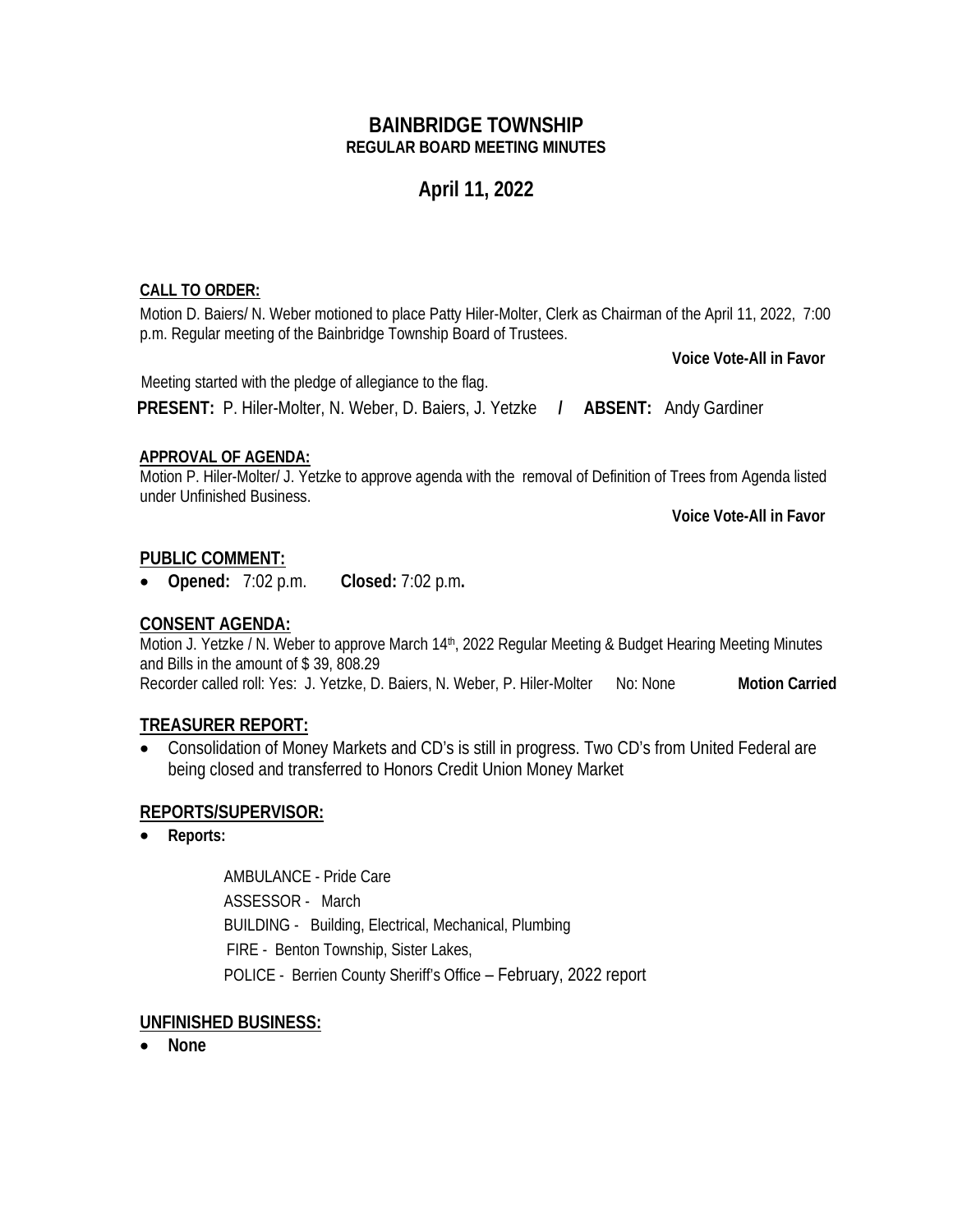# BAINBRIDGE TOWNSHIP
## REGULAR BOARD MEETING MINUTES

## April 11, 2022

**CALL TO ORDER:**

Motion D. Baiers/ N. Weber motioned to place Patty Hiler-Molter, Clerk as Chairman of the April 11, 2022, 7:00 p.m. Regular meeting of the Bainbridge Township Board of Trustees.

**Voice Vote-All in Favor**

Meeting started with the pledge of allegiance to the flag.

**PRESENT:** P. Hiler-Molter, N. Weber, D. Baiers, J. Yetzke **/** **ABSENT:** Andy Gardiner

**APPROVAL OF AGENDA:**

Motion P. Hiler-Molter/ J. Yetzke to approve agenda with the removal of Definition of Trees from Agenda listed under Unfinished Business.

**Voice Vote-All in Favor**

**PUBLIC COMMENT:**

- **Opened:** 7:02 p.m. **Closed:** 7:02 p.m**.**

**CONSENT AGENDA:**

Motion J. Yetzke / N. Weber to approve March 14th, 2022 Regular Meeting & Budget Hearing Meeting Minutes and Bills in the amount of $ 39, 808.29

Recorder called roll: Yes: J. Yetzke, D. Baiers, N. Weber, P. Hiler-Molter No: None **Motion Carried**

**TREASURER REPORT:**

- Consolidation of Money Markets and CD's is still in progress. Two CD's from United Federal are being closed and transferred to Honors Credit Union Money Market

**REPORTS/SUPERVISOR:**

- **Reports:**

  AMBULANCE - Pride Care

  ASSESSOR - March

  BUILDING - Building, Electrical, Mechanical, Plumbing

  FIRE - Benton Township, Sister Lakes,

  POLICE - Berrien County Sheriff's Office – February, 2022 report

**UNFINISHED BUSINESS:**

- **None**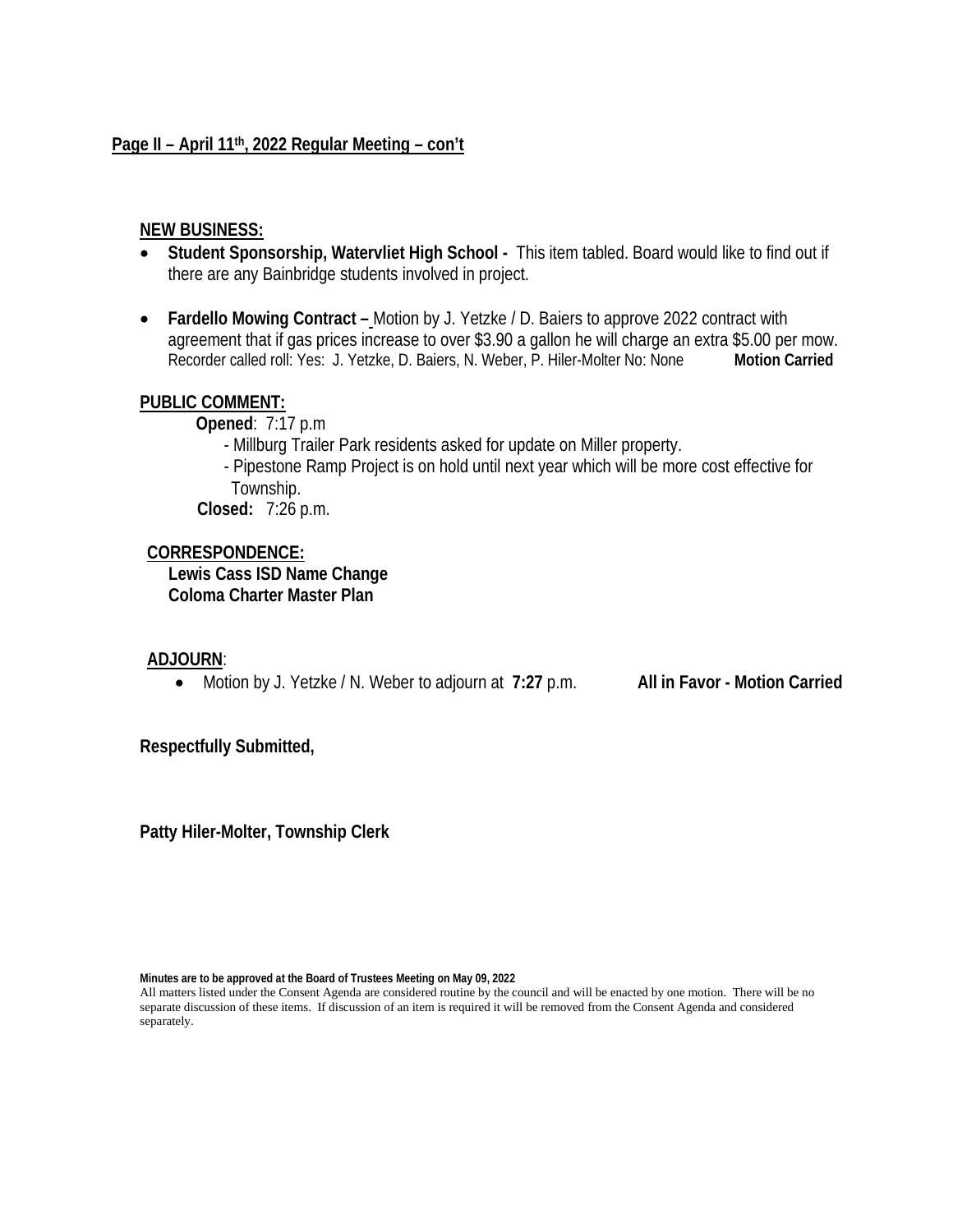**Page II – April 11th, 2022 Regular Meeting – con't**

**NEW BUSINESS:**

- **Student Sponsorship, Watervliet High School -** This item tabled. Board would like to find out if there are any Bainbridge students involved in project.
- **Fardello Mowing Contract –** Motion by J. Yetzke / D. Baiers to approve 2022 contract with agreement that if gas prices increase to over $3.90 a gallon he will charge an extra $5.00 per mow. Recorder called roll: Yes: J. Yetzke, D. Baiers, N. Weber, P. Hiler-Molter No: None **Motion Carried**

**PUBLIC COMMENT:**

**Opened**: 7:17 p.m

- Millburg Trailer Park residents asked for update on Miller property.
- Pipestone Ramp Project is on hold until next year which will be more cost effective for Township.

**Closed:** 7:26 p.m.

**CORRESPONDENCE:**

**Lewis Cass ISD Name Change**
**Coloma Charter Master Plan**

**ADJOURN**:

- Motion by J. Yetzke / N. Weber to adjourn at **7:27** p.m. **All in Favor - Motion Carried**

**Respectfully Submitted,**

**Patty Hiler-Molter, Township Clerk**

**Minutes are to be approved at the Board of Trustees Meeting on May 09, 2022**

All matters listed under the Consent Agenda are considered routine by the council and will be enacted by one motion. There will be no separate discussion of these items. If discussion of an item is required it will be removed from the Consent Agenda and considered separately.